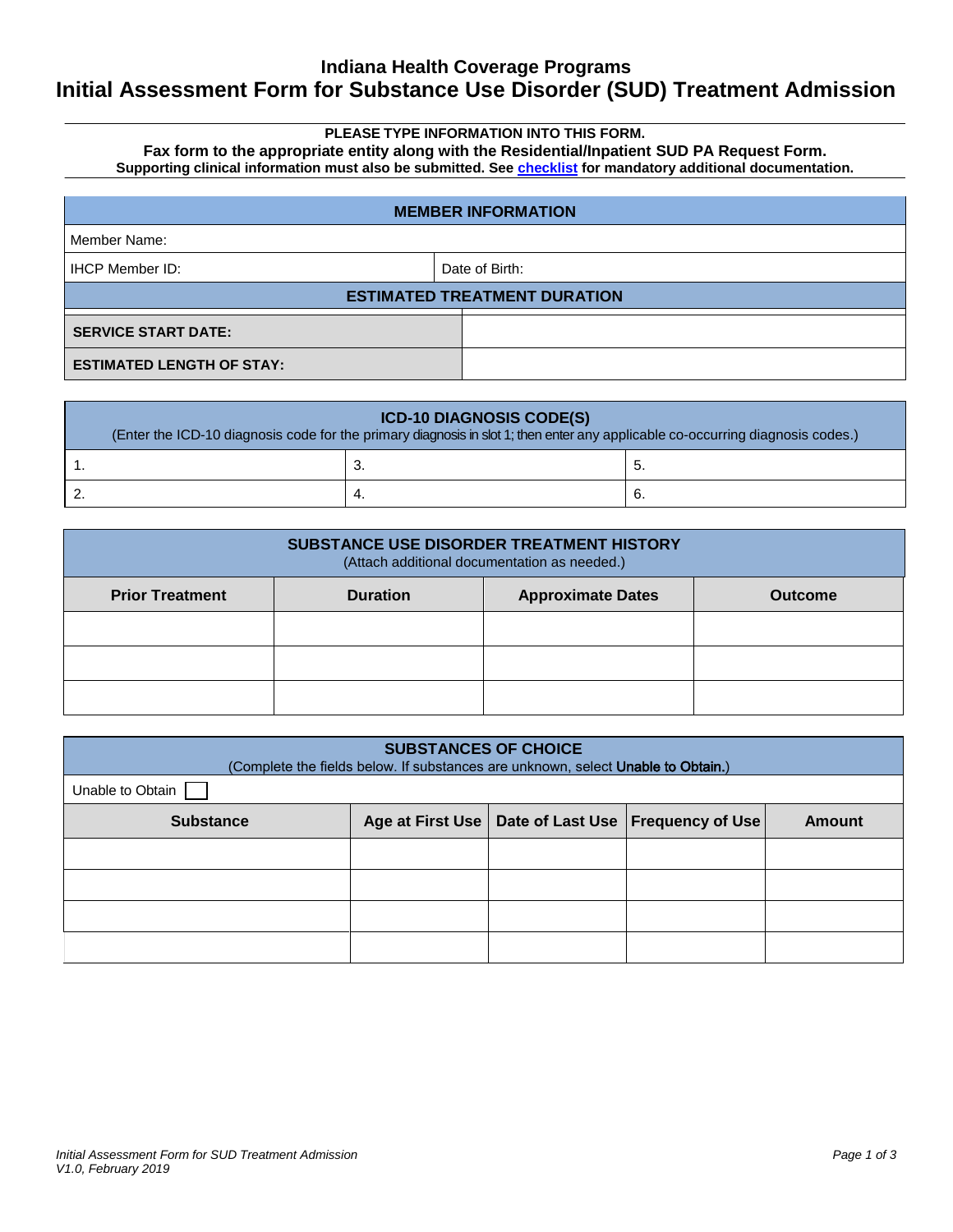# Indiana Health Coverage Programs

# Initial Assessment Form for Substance Use Disorder (SUD) Treatment Admission

**PLEASE TYPE INFORMATION INTO THIS FORM.**

**Fax form to the appropriate entity along with the Residential/Inpatient SUD PA Request Form.**

**Supporting clinical information must also be submitted. See checklist for mandatory additional documentation.**

| MEMBER INFORMATION | |
|---|---|
| Member Name: | |
| IHCP Member ID: | Date of Birth: |

| ESTIMATED TREATMENT DURATION | |
|---|---|
| **SERVICE START DATE:** | |
| **ESTIMATED LENGTH OF STAY:** | |

**ICD-10 DIAGNOSIS CODE(S)**
(Enter the ICD-10 diagnosis code for the primary diagnosis in slot 1; then enter any applicable co-occurring diagnosis codes.)

| | | |
|---|---|---|
| 1. | 3. | 5. |
| 2. | 4. | 6. |

**SUBSTANCE USE DISORDER TREATMENT HISTORY**
(Attach additional documentation as needed.)

| Prior Treatment | Duration | Approximate Dates | Outcome |
|---|---|---|---|
| | | | |
| | | | |
| | | | |

**SUBSTANCES OF CHOICE**
(Complete the fields below. If substances are unknown, select **Unable to Obtain.**)

Unable to Obtain ☐

| Substance | Age at First Use | Date of Last Use | Frequency of Use | Amount |
|---|---|---|---|---|
| | | | | |
| | | | | |
| | | | | |
| | | | | |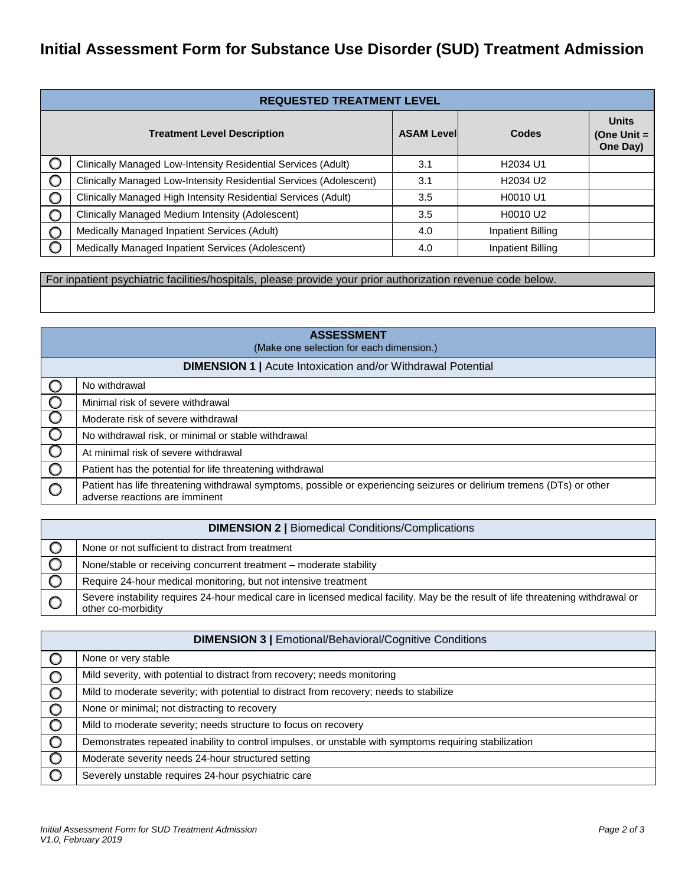# Initial Assessment Form for Substance Use Disorder (SUD) Treatment Admission

| REQUESTED TREATMENT LEVEL | | | | |
|---|---|---|---|---|
| | **Treatment Level Description** | **ASAM Level** | **Codes** | **Units (One Unit = One Day)** |
| ○ | Clinically Managed Low-Intensity Residential Services (Adult) | 3.1 | H2034 U1 | |
| ○ | Clinically Managed Low-Intensity Residential Services (Adolescent) | 3.1 | H2034 U2 | |
| ○ | Clinically Managed High Intensity Residential Services (Adult) | 3.5 | H0010 U1 | |
| ○ | Clinically Managed Medium Intensity (Adolescent) | 3.5 | H0010 U2 | |
| ○ | Medically Managed Inpatient Services (Adult) | 4.0 | Inpatient Billing | |
| ○ | Medically Managed Inpatient Services (Adolescent) | 4.0 | Inpatient Billing | |

| For inpatient psychiatric facilities/hospitals, please provide your prior authorization revenue code below. |
|---|
| |

## ASSESSMENT

(Make one selection for each dimension.)

| **DIMENSION 1 \|** Acute Intoxication and/or Withdrawal Potential | |
|---|---|
| ○ | No withdrawal |
| ○ | Minimal risk of severe withdrawal |
| ○ | Moderate risk of severe withdrawal |
| ○ | No withdrawal risk, or minimal or stable withdrawal |
| ○ | At minimal risk of severe withdrawal |
| ○ | Patient has the potential for life threatening withdrawal |
| ○ | Patient has life threatening withdrawal symptoms, possible or experiencing seizures or delirium tremens (DTs) or other adverse reactions are imminent |

| **DIMENSION 2 \|** Biomedical Conditions/Complications | |
|---|---|
| ○ | None or not sufficient to distract from treatment |
| ○ | None/stable or receiving concurrent treatment – moderate stability |
| ○ | Require 24-hour medical monitoring, but not intensive treatment |
| ○ | Severe instability requires 24-hour medical care in licensed medical facility. May be the result of life threatening withdrawal or other co-morbidity |

| **DIMENSION 3 \|** Emotional/Behavioral/Cognitive Conditions | |
|---|---|
| ○ | None or very stable |
| ○ | Mild severity, with potential to distract from recovery; needs monitoring |
| ○ | Mild to moderate severity; with potential to distract from recovery; needs to stabilize |
| ○ | None or minimal; not distracting to recovery |
| ○ | Mild to moderate severity; needs structure to focus on recovery |
| ○ | Demonstrates repeated inability to control impulses, or unstable with symptoms requiring stabilization |
| ○ | Moderate severity needs 24-hour structured setting |
| ○ | Severely unstable requires 24-hour psychiatric care |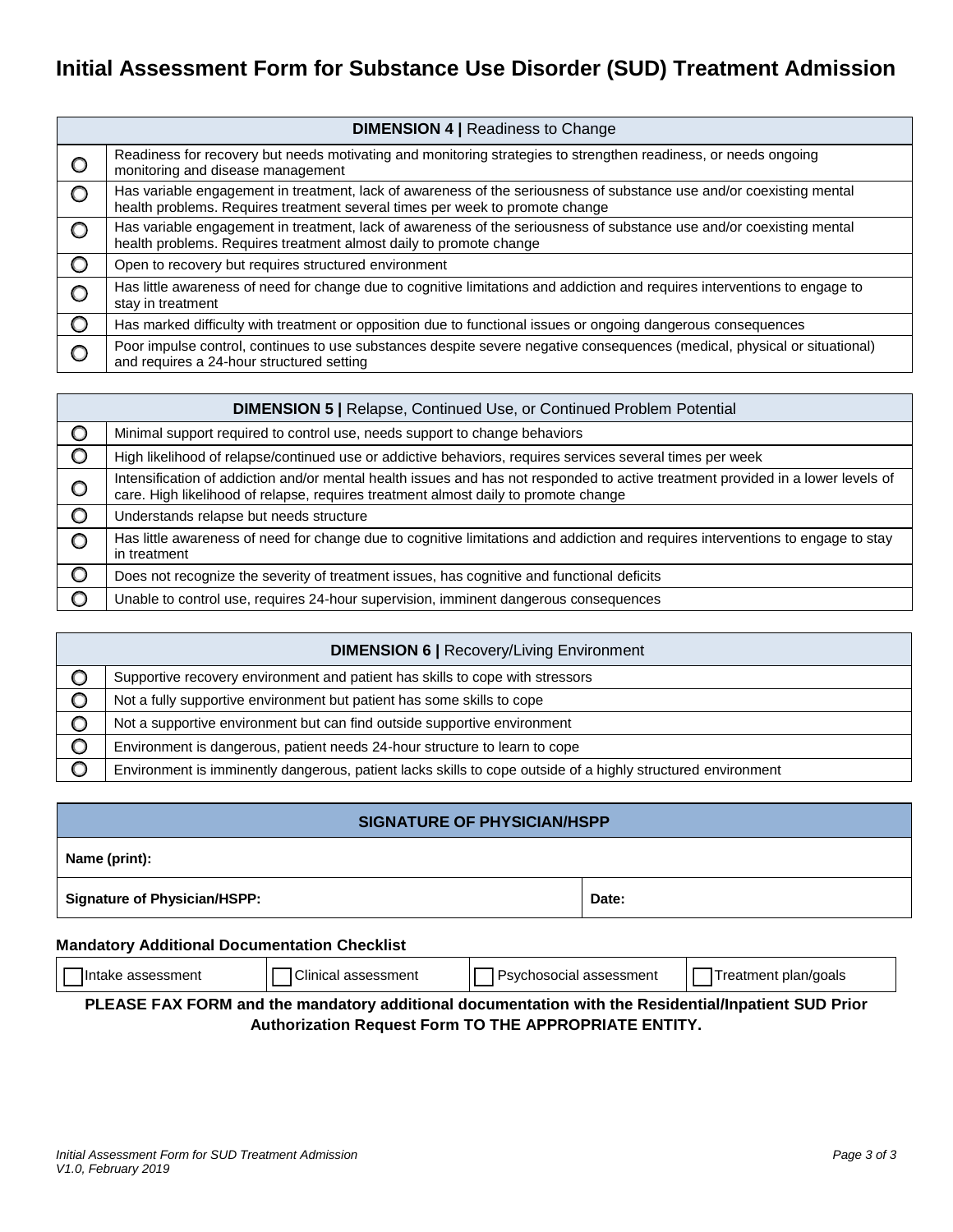# Initial Assessment Form for Substance Use Disorder (SUD) Treatment Admission

| **DIMENSION 4 \|** Readiness to Change | |
|---|---|
| ○ | Readiness for recovery but needs motivating and monitoring strategies to strengthen readiness, or needs ongoing monitoring and disease management |
| ○ | Has variable engagement in treatment, lack of awareness of the seriousness of substance use and/or coexisting mental health problems. Requires treatment several times per week to promote change |
| ○ | Has variable engagement in treatment, lack of awareness of the seriousness of substance use and/or coexisting mental health problems. Requires treatment almost daily to promote change |
| ○ | Open to recovery but requires structured environment |
| ○ | Has little awareness of need for change due to cognitive limitations and addiction and requires interventions to engage to stay in treatment |
| ○ | Has marked difficulty with treatment or opposition due to functional issues or ongoing dangerous consequences |
| ○ | Poor impulse control, continues to use substances despite severe negative consequences (medical, physical or situational) and requires a 24-hour structured setting |

| **DIMENSION 5 \|** Relapse, Continued Use, or Continued Problem Potential | |
|---|---|
| ○ | Minimal support required to control use, needs support to change behaviors |
| ○ | High likelihood of relapse/continued use or addictive behaviors, requires services several times per week |
| ○ | Intensification of addiction and/or mental health issues and has not responded to active treatment provided in a lower levels of care. High likelihood of relapse, requires treatment almost daily to promote change |
| ○ | Understands relapse but needs structure |
| ○ | Has little awareness of need for change due to cognitive limitations and addiction and requires interventions to engage to stay in treatment |
| ○ | Does not recognize the severity of treatment issues, has cognitive and functional deficits |
| ○ | Unable to control use, requires 24-hour supervision, imminent dangerous consequences |

| **DIMENSION 6 \|** Recovery/Living Environment | |
|---|---|
| ○ | Supportive recovery environment and patient has skills to cope with stressors |
| ○ | Not a fully supportive environment but patient has some skills to cope |
| ○ | Not a supportive environment but can find outside supportive environment |
| ○ | Environment is dangerous, patient needs 24-hour structure to learn to cope |
| ○ | Environment is imminently dangerous, patient lacks skills to cope outside of a highly structured environment |

| **SIGNATURE OF PHYSICIAN/HSPP** | |
|---|---|
| **Name (print):** | |
| **Signature of Physician/HSPP:** | **Date:** |

**Mandatory Additional Documentation Checklist**

| | | | |
|---|---|---|---|
| ☐ Intake assessment | ☐ Clinical assessment | ☐ Psychosocial assessment | ☐ Treatment plan/goals |

**PLEASE FAX FORM and the mandatory additional documentation with the Residential/Inpatient SUD Prior Authorization Request Form TO THE APPROPRIATE ENTITY.**

*Initial Assessment Form for SUD Treatment Admission*
*V1.0, February 2019*